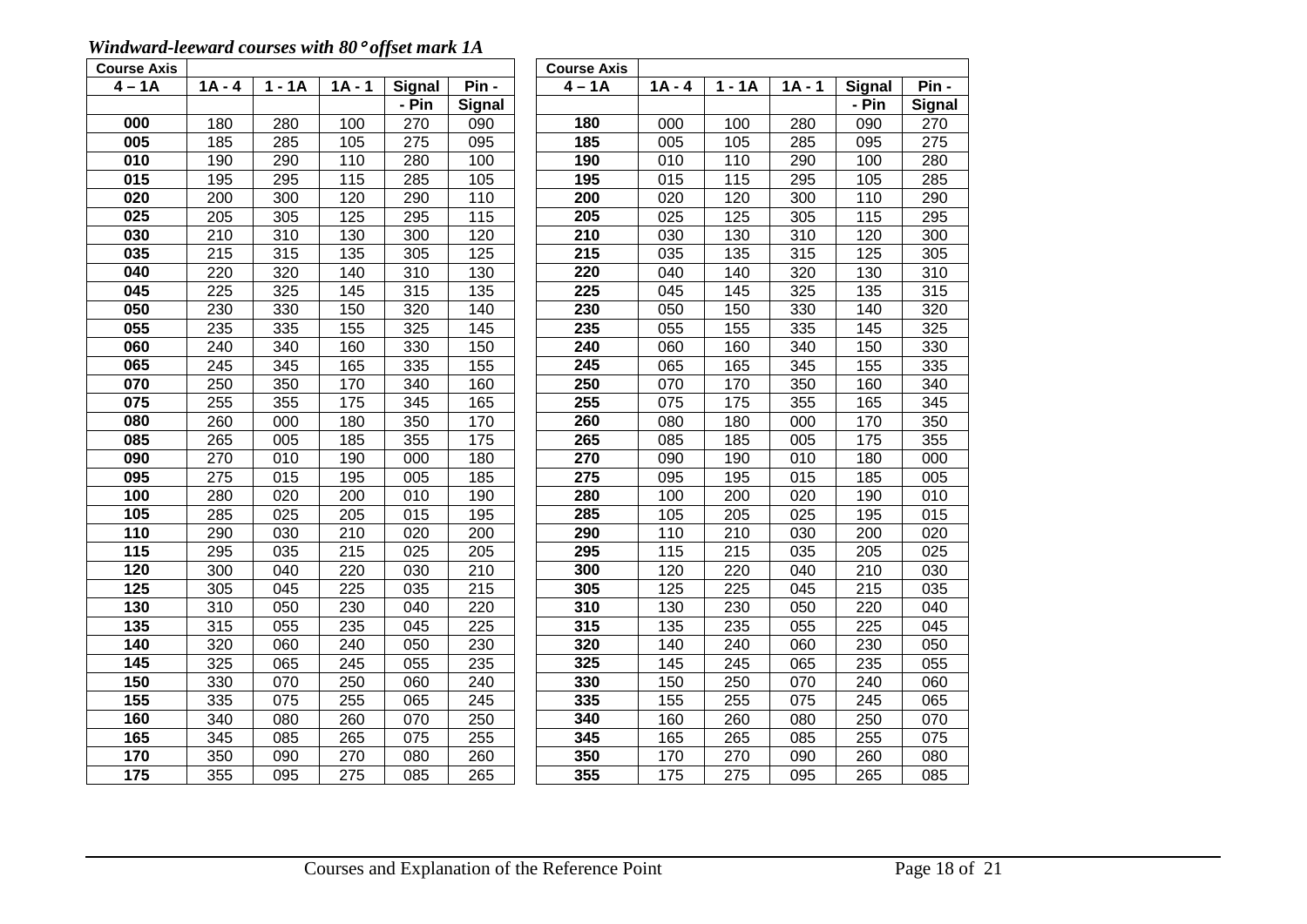*Windward-leeward courses with 80° offset mark 1A*

| Course Axis 4 – 1A | 1A - 4 | 1 - 1A | 1A - 1 | Signal - Pin | Pin - Signal |
|---|---|---|---|---|---|
| 000 | 180 | 280 | 100 | 270 | 090 |
| 005 | 185 | 285 | 105 | 275 | 095 |
| 010 | 190 | 290 | 110 | 280 | 100 |
| 015 | 195 | 295 | 115 | 285 | 105 |
| 020 | 200 | 300 | 120 | 290 | 110 |
| 025 | 205 | 305 | 125 | 295 | 115 |
| 030 | 210 | 310 | 130 | 300 | 120 |
| 035 | 215 | 315 | 135 | 305 | 125 |
| 040 | 220 | 320 | 140 | 310 | 130 |
| 045 | 225 | 325 | 145 | 315 | 135 |
| 050 | 230 | 330 | 150 | 320 | 140 |
| 055 | 235 | 335 | 155 | 325 | 145 |
| 060 | 240 | 340 | 160 | 330 | 150 |
| 065 | 245 | 345 | 165 | 335 | 155 |
| 070 | 250 | 350 | 170 | 340 | 160 |
| 075 | 255 | 355 | 175 | 345 | 165 |
| 080 | 260 | 000 | 180 | 350 | 170 |
| 085 | 265 | 005 | 185 | 355 | 175 |
| 090 | 270 | 010 | 190 | 000 | 180 |
| 095 | 275 | 015 | 195 | 005 | 185 |
| 100 | 280 | 020 | 200 | 010 | 190 |
| 105 | 285 | 025 | 205 | 015 | 195 |
| 110 | 290 | 030 | 210 | 020 | 200 |
| 115 | 295 | 035 | 215 | 025 | 205 |
| 120 | 300 | 040 | 220 | 030 | 210 |
| 125 | 305 | 045 | 225 | 035 | 215 |
| 130 | 310 | 050 | 230 | 040 | 220 |
| 135 | 315 | 055 | 235 | 045 | 225 |
| 140 | 320 | 060 | 240 | 050 | 230 |
| 145 | 325 | 065 | 245 | 055 | 235 |
| 150 | 330 | 070 | 250 | 060 | 240 |
| 155 | 335 | 075 | 255 | 065 | 245 |
| 160 | 340 | 080 | 260 | 070 | 250 |
| 165 | 345 | 085 | 265 | 075 | 255 |
| 170 | 350 | 090 | 270 | 080 | 260 |
| 175 | 355 | 095 | 275 | 085 | 265 |

| Course Axis 4 – 1A | 1A - 4 | 1 - 1A | 1A - 1 | Signal - Pin | Pin - Signal |
|---|---|---|---|---|---|
| 180 | 000 | 100 | 280 | 090 | 270 |
| 185 | 005 | 105 | 285 | 095 | 275 |
| 190 | 010 | 110 | 290 | 100 | 280 |
| 195 | 015 | 115 | 295 | 105 | 285 |
| 200 | 020 | 120 | 300 | 110 | 290 |
| 205 | 025 | 125 | 305 | 115 | 295 |
| 210 | 030 | 130 | 310 | 120 | 300 |
| 215 | 035 | 135 | 315 | 125 | 305 |
| 220 | 040 | 140 | 320 | 130 | 310 |
| 225 | 045 | 145 | 325 | 135 | 315 |
| 230 | 050 | 150 | 330 | 140 | 320 |
| 235 | 055 | 155 | 335 | 145 | 325 |
| 240 | 060 | 160 | 340 | 150 | 330 |
| 245 | 065 | 165 | 345 | 155 | 335 |
| 250 | 070 | 170 | 350 | 160 | 340 |
| 255 | 075 | 175 | 355 | 165 | 345 |
| 260 | 080 | 180 | 000 | 170 | 350 |
| 265 | 085 | 185 | 005 | 175 | 355 |
| 270 | 090 | 190 | 010 | 180 | 000 |
| 275 | 095 | 195 | 015 | 185 | 005 |
| 280 | 100 | 200 | 020 | 190 | 010 |
| 285 | 105 | 205 | 025 | 195 | 015 |
| 290 | 110 | 210 | 030 | 200 | 020 |
| 295 | 115 | 215 | 035 | 205 | 025 |
| 300 | 120 | 220 | 040 | 210 | 030 |
| 305 | 125 | 225 | 045 | 215 | 035 |
| 310 | 130 | 230 | 050 | 220 | 040 |
| 315 | 135 | 235 | 055 | 225 | 045 |
| 320 | 140 | 240 | 060 | 230 | 050 |
| 325 | 145 | 245 | 065 | 235 | 055 |
| 330 | 150 | 250 | 070 | 240 | 060 |
| 335 | 155 | 255 | 075 | 245 | 065 |
| 340 | 160 | 260 | 080 | 250 | 070 |
| 345 | 165 | 265 | 085 | 255 | 075 |
| 350 | 170 | 270 | 090 | 260 | 080 |
| 355 | 175 | 275 | 095 | 265 | 085 |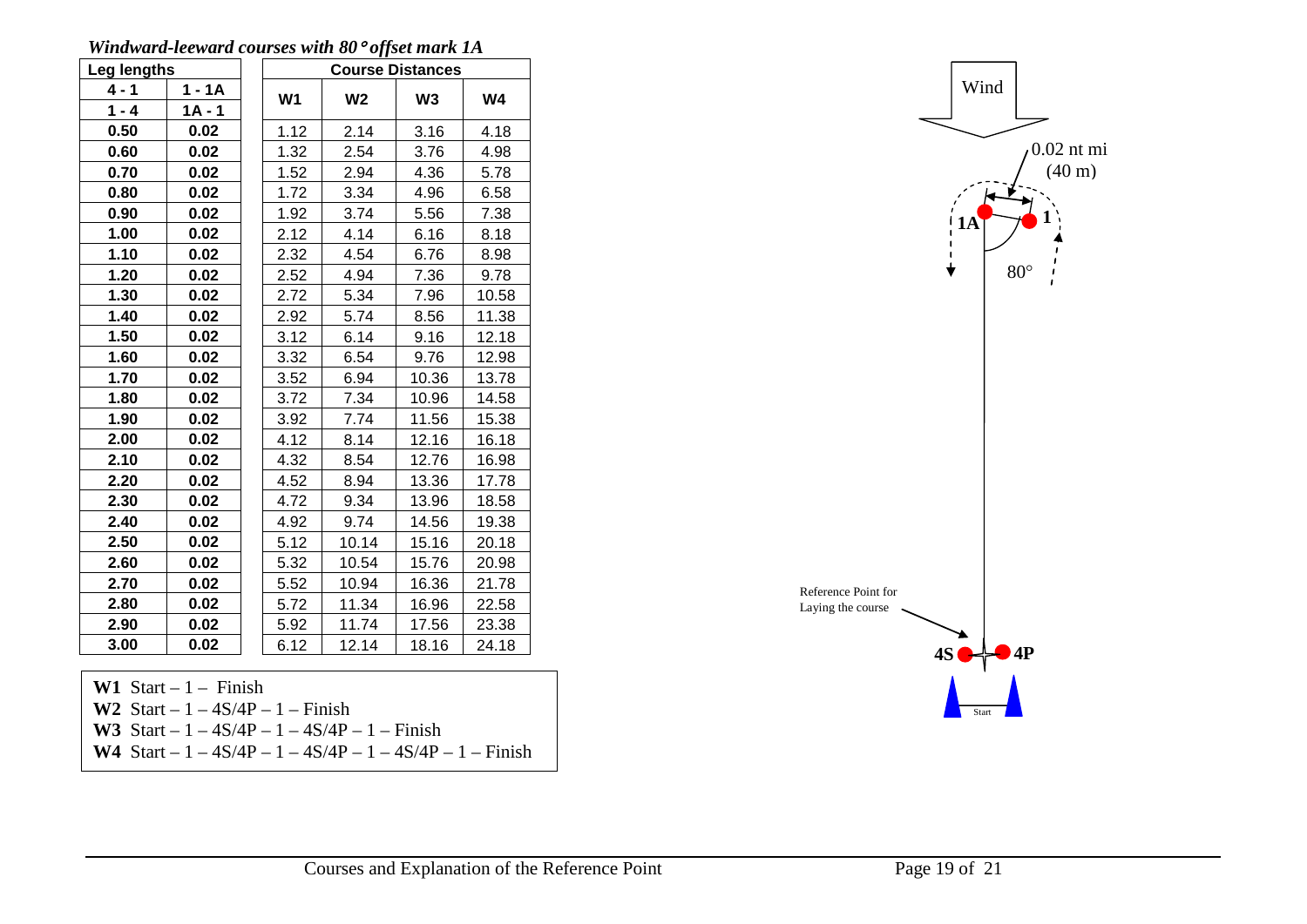***Windward-leeward courses with 80° offset mark 1A***

| Leg lengths | | Course Distances | | | |
|---|---|---|---|---|---|
| **4 - 1** / **1 - 4** | **1 - 1A** / **1A - 1** | **W1** | **W2** | **W3** | **W4** |
| **0.50** | **0.02** | 1.12 | 2.14 | 3.16 | 4.18 |
| **0.60** | **0.02** | 1.32 | 2.54 | 3.76 | 4.98 |
| **0.70** | **0.02** | 1.52 | 2.94 | 4.36 | 5.78 |
| **0.80** | **0.02** | 1.72 | 3.34 | 4.96 | 6.58 |
| **0.90** | **0.02** | 1.92 | 3.74 | 5.56 | 7.38 |
| **1.00** | **0.02** | 2.12 | 4.14 | 6.16 | 8.18 |
| **1.10** | **0.02** | 2.32 | 4.54 | 6.76 | 8.98 |
| **1.20** | **0.02** | 2.52 | 4.94 | 7.36 | 9.78 |
| **1.30** | **0.02** | 2.72 | 5.34 | 7.96 | 10.58 |
| **1.40** | **0.02** | 2.92 | 5.74 | 8.56 | 11.38 |
| **1.50** | **0.02** | 3.12 | 6.14 | 9.16 | 12.18 |
| **1.60** | **0.02** | 3.32 | 6.54 | 9.76 | 12.98 |
| **1.70** | **0.02** | 3.52 | 6.94 | 10.36 | 13.78 |
| **1.80** | **0.02** | 3.72 | 7.34 | 10.96 | 14.58 |
| **1.90** | **0.02** | 3.92 | 7.74 | 11.56 | 15.38 |
| **2.00** | **0.02** | 4.12 | 8.14 | 12.16 | 16.18 |
| **2.10** | **0.02** | 4.32 | 8.54 | 12.76 | 16.98 |
| **2.20** | **0.02** | 4.52 | 8.94 | 13.36 | 17.78 |
| **2.30** | **0.02** | 4.72 | 9.34 | 13.96 | 18.58 |
| **2.40** | **0.02** | 4.92 | 9.74 | 14.56 | 19.38 |
| **2.50** | **0.02** | 5.12 | 10.14 | 15.16 | 20.18 |
| **2.60** | **0.02** | 5.32 | 10.54 | 15.76 | 20.98 |
| **2.70** | **0.02** | 5.52 | 10.94 | 16.36 | 21.78 |
| **2.80** | **0.02** | 5.72 | 11.34 | 16.96 | 22.58 |
| **2.90** | **0.02** | 5.92 | 11.74 | 17.56 | 23.38 |
| **3.00** | **0.02** | 6.12 | 12.14 | 18.16 | 24.18 |

**W1** Start – 1 – Finish
**W2** Start – 1 – 4S/4P – 1 – Finish
**W3** Start – 1 – 4S/4P – 1 – 4S/4P – 1 – Finish
**W4** Start – 1 – 4S/4P – 1 – 4S/4P – 1 – 4S/4P – 1 – Finish

Wind

0.02 nt mi
(40 m)

1A

1

80°

Reference Point for
Laying the course

4S

4P

Start